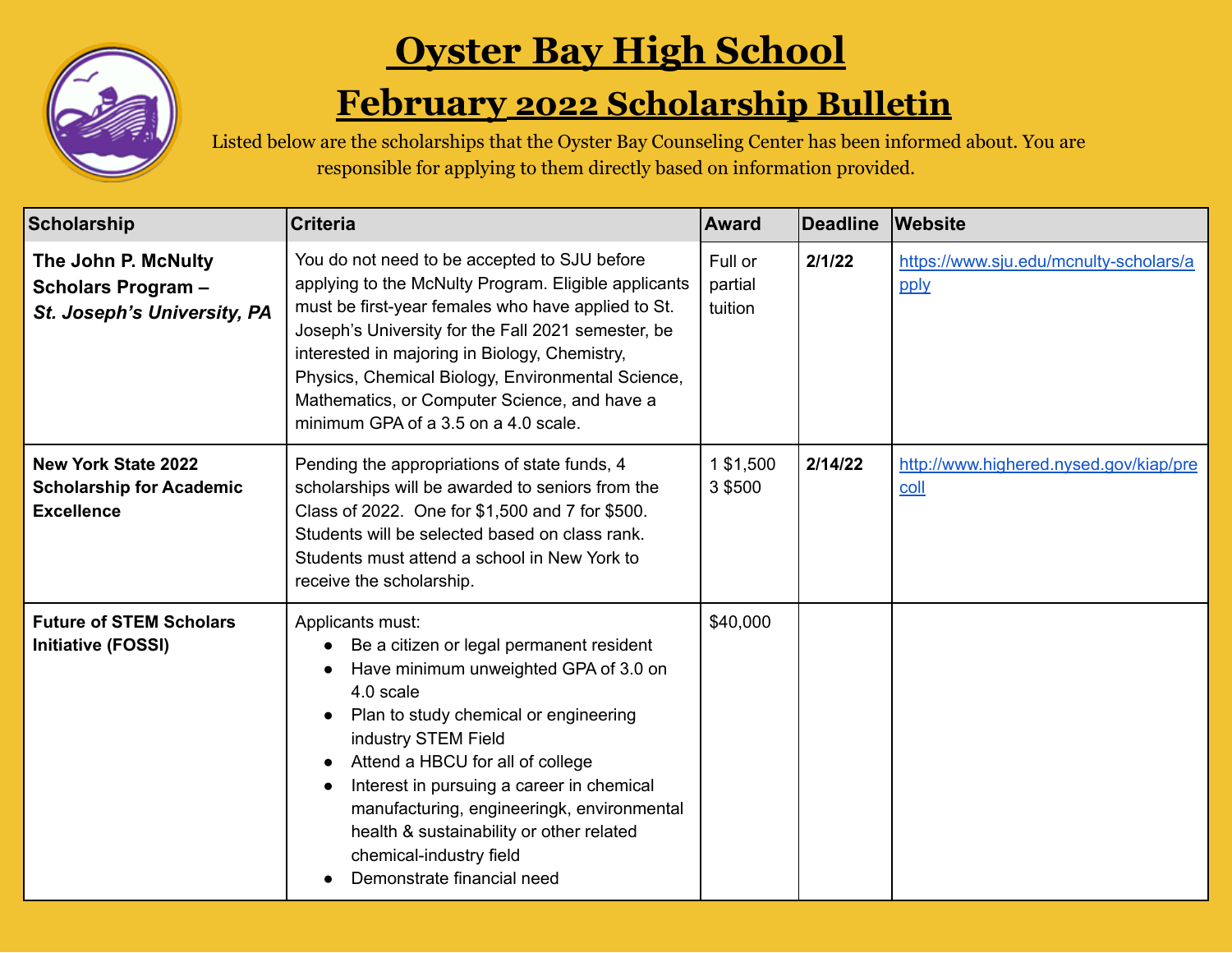# Oyster Bay High School

## February 2022 Scholarship Bulletin

Listed below are the scholarships that the Oyster Bay Counseling Center has been informed about. You are responsible for applying to them directly based on information provided.

| Scholarship | Criteria | Award | Deadline | Website |
|---|---|---|---|---|
| **The John P. McNulty Scholars Program – *St. Joseph's University, PA*** | You do not need to be accepted to SJU before applying to the McNulty Program. Eligible applicants must be first-year females who have applied to St. Joseph's University for the Fall 2021 semester, be interested in majoring in Biology, Chemistry, Physics, Chemical Biology, Environmental Science, Mathematics, or Computer Science, and have a minimum GPA of a 3.5 on a 4.0 scale. | Full or partial tuition | **2/1/22** | https://www.sju.edu/mcnulty-scholars/apply |
| **New York State 2022 Scholarship for Academic Excellence** | Pending the appropriations of state funds, 4 scholarships will be awarded to seniors from the Class of 2022. One for $1,500 and 7 for $500. Students will be selected based on class rank. Students must attend a school in New York to receive the scholarship. | 1 $1,500<br>3 $500 | **2/14/22** | http://www.highered.nysed.gov/kiap/precoll |
| **Future of STEM Scholars Initiative (FOSSI)** | Applicants must:<br>• Be a citizen or legal permanent resident<br>• Have minimum unweighted GPA of 3.0 on 4.0 scale<br>• Plan to study chemical or engineering industry STEM Field<br>• Attend a HBCU for all of college<br>• Interest in pursuing a career in chemical manufacturing, engineeringk, environmental health & sustainability or other related chemical-industry field<br>• Demonstrate financial need | $40,000 | | |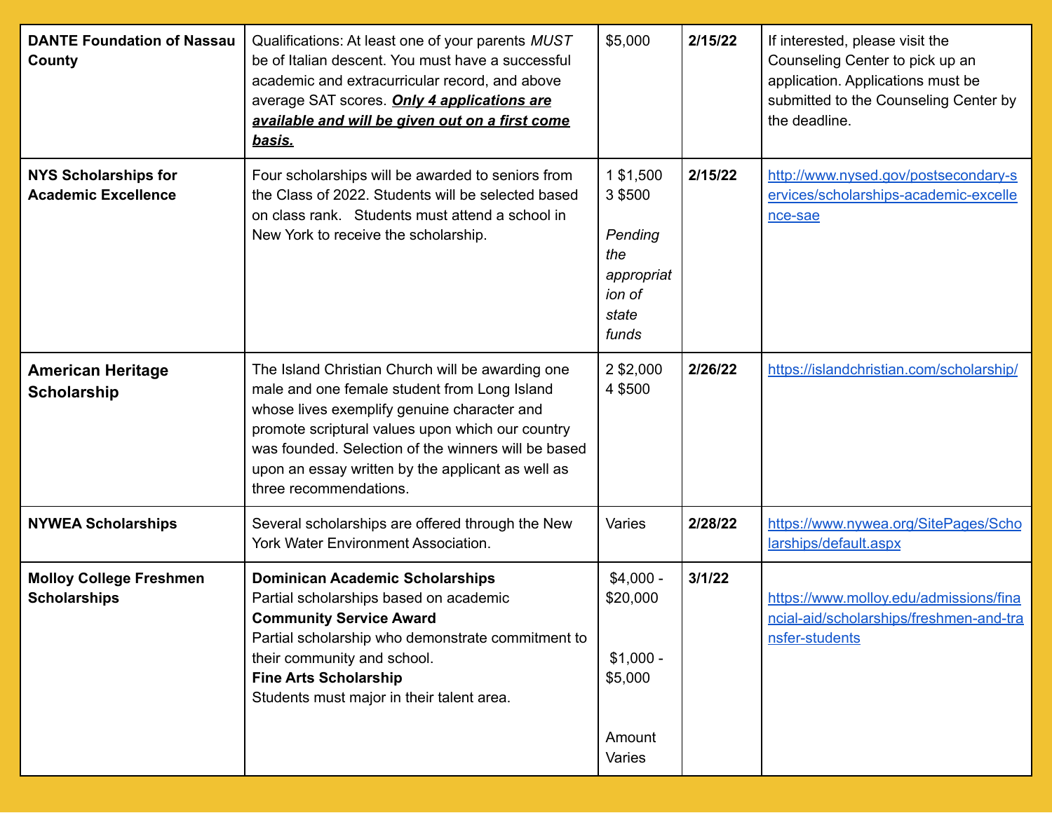| | | | | |
|---|---|---|---|---|
| **DANTE Foundation of Nassau County** | Qualifications: At least one of your parents *MUST* be of Italian descent. You must have a successful academic and extracurricular record, and above average SAT scores. ***<u>Only 4 applications are available and will be given out on a first come basis.</u>*** | $5,000 | **2/15/22** | If interested, please visit the Counseling Center to pick up an application. Applications must be submitted to the Counseling Center by the deadline. |
| **NYS Scholarships for Academic Excellence** | Four scholarships will be awarded to seniors from the Class of 2022. Students will be selected based on class rank. Students must attend a school in New York to receive the scholarship. | 1 $1,500<br>3 $500<br><br>*Pending the appropriation of state funds* | **2/15/22** | http://www.nysed.gov/postsecondary-services/scholarships-academic-excellence-sae |
| **American Heritage Scholarship** | The Island Christian Church will be awarding one male and one female student from Long Island whose lives exemplify genuine character and promote scriptural values upon which our country was founded. Selection of the winners will be based upon an essay written by the applicant as well as three recommendations. | 2 $2,000<br>4 $500 | **2/26/22** | https://islandchristian.com/scholarship/ |
| **NYWEA Scholarships** | Several scholarships are offered through the New York Water Environment Association. | Varies | **2/28/22** | https://www.nywea.org/SitePages/Scholarships/default.aspx |
| **Molloy College Freshmen Scholarships** | **Dominican Academic Scholarships**<br>Partial scholarships based on academic<br>**Community Service Award**<br>Partial scholarship who demonstrate commitment to their community and school.<br>**Fine Arts Scholarship**<br>Students must major in their talent area. | $4,000 - $20,000<br><br>$1,000 - $5,000<br><br>Amount Varies | **3/1/22** | https://www.molloy.edu/admissions/financial-aid/scholarships/freshmen-and-transfer-students |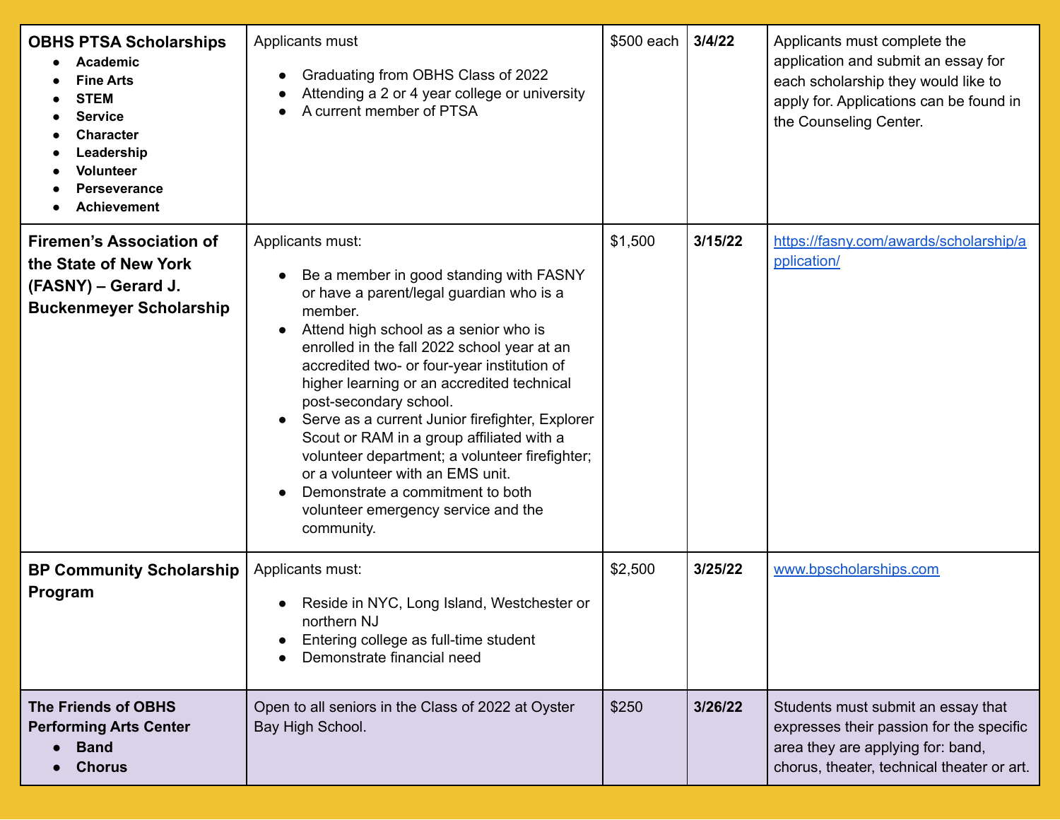| | | | | |
|---|---|---|---|---|
| **OBHS PTSA Scholarships**<br>• **Academic**<br>• **Fine Arts**<br>• **STEM**<br>• **Service**<br>• **Character**<br>• **Leadership**<br>• **Volunteer**<br>• **Perseverance**<br>• **Achievement** | Applicants must<br>• Graduating from OBHS Class of 2022<br>• Attending a 2 or 4 year college or university<br>• A current member of PTSA | $500 each | **3/4/22** | Applicants must complete the application and submit an essay for each scholarship they would like to apply for. Applications can be found in the Counseling Center. |
| **Firemen's Association of the State of New York (FASNY) – Gerard J. Buckenmeyer Scholarship** | Applicants must:<br>• Be a member in good standing with FASNY or have a parent/legal guardian who is a member.<br>• Attend high school as a senior who is enrolled in the fall 2022 school year at an accredited two- or four-year institution of higher learning or an accredited technical post-secondary school.<br>• Serve as a current Junior firefighter, Explorer Scout or RAM in a group affiliated with a volunteer department; a volunteer firefighter; or a volunteer with an EMS unit.<br>• Demonstrate a commitment to both volunteer emergency service and the community. | $1,500 | **3/15/22** | https://fasny.com/awards/scholarship/application/ |
| **BP Community Scholarship Program** | Applicants must:<br>• Reside in NYC, Long Island, Westchester or northern NJ<br>• Entering college as full-time student<br>• Demonstrate financial need | $2,500 | **3/25/22** | www.bpscholarships.com |
| **The Friends of OBHS Performing Arts Center**<br>• **Band**<br>• **Chorus** | Open to all seniors in the Class of 2022 at Oyster Bay High School. | $250 | **3/26/22** | Students must submit an essay that expresses their passion for the specific area they are applying for: band, chorus, theater, technical theater or art. |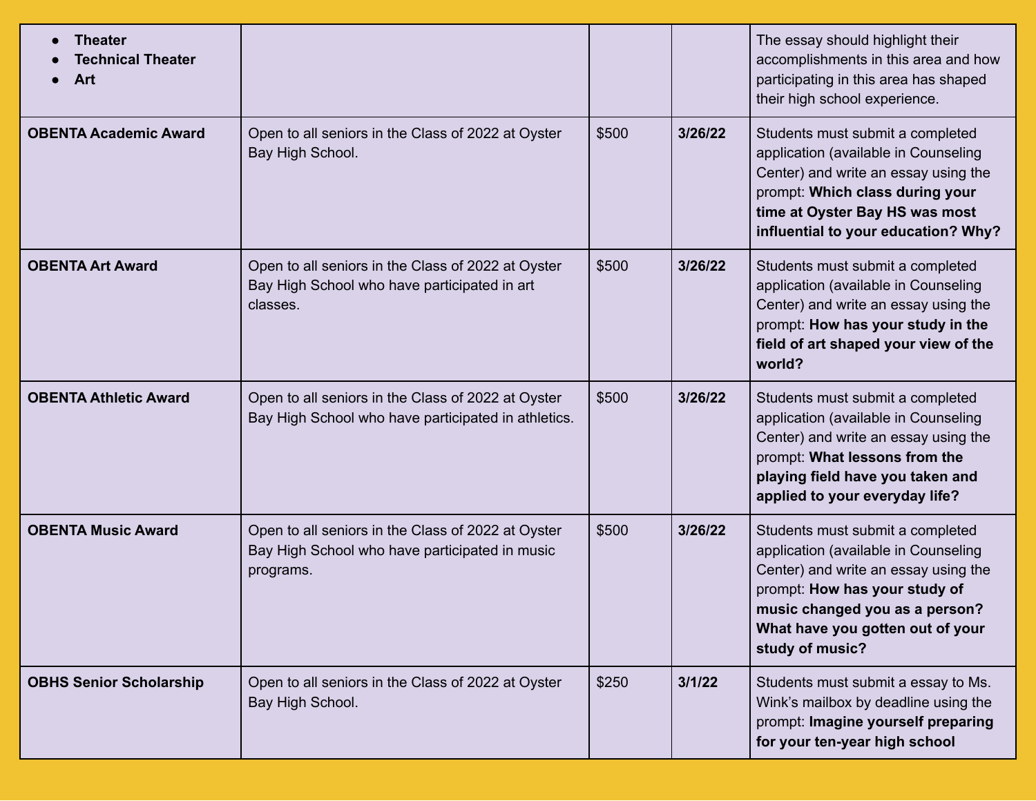| | | | | |
|---|---|---|---|---|
| • **Theater**<br>• **Technical Theater**<br>• **Art** | | | | The essay should highlight their accomplishments in this area and how participating in this area has shaped their high school experience. |
| **OBENTA Academic Award** | Open to all seniors in the Class of 2022 at Oyster Bay High School. | $500 | **3/26/22** | Students must submit a completed application (available in Counseling Center) and write an essay using the prompt: **Which class during your time at Oyster Bay HS was most influential to your education? Why?** |
| **OBENTA Art Award** | Open to all seniors in the Class of 2022 at Oyster Bay High School who have participated in art classes. | $500 | **3/26/22** | Students must submit a completed application (available in Counseling Center) and write an essay using the prompt: **How has your study in the field of art shaped your view of the world?** |
| **OBENTA Athletic Award** | Open to all seniors in the Class of 2022 at Oyster Bay High School who have participated in athletics. | $500 | **3/26/22** | Students must submit a completed application (available in Counseling Center) and write an essay using the prompt: **What lessons from the playing field have you taken and applied to your everyday life?** |
| **OBENTA Music Award** | Open to all seniors in the Class of 2022 at Oyster Bay High School who have participated in music programs. | $500 | **3/26/22** | Students must submit a completed application (available in Counseling Center) and write an essay using the prompt: **How has your study of music changed you as a person? What have you gotten out of your study of music?** |
| **OBHS Senior Scholarship** | Open to all seniors in the Class of 2022 at Oyster Bay High School. | $250 | **3/1/22** | Students must submit a essay to Ms. Wink's mailbox by deadline using the prompt: **Imagine yourself preparing for your ten-year high school** |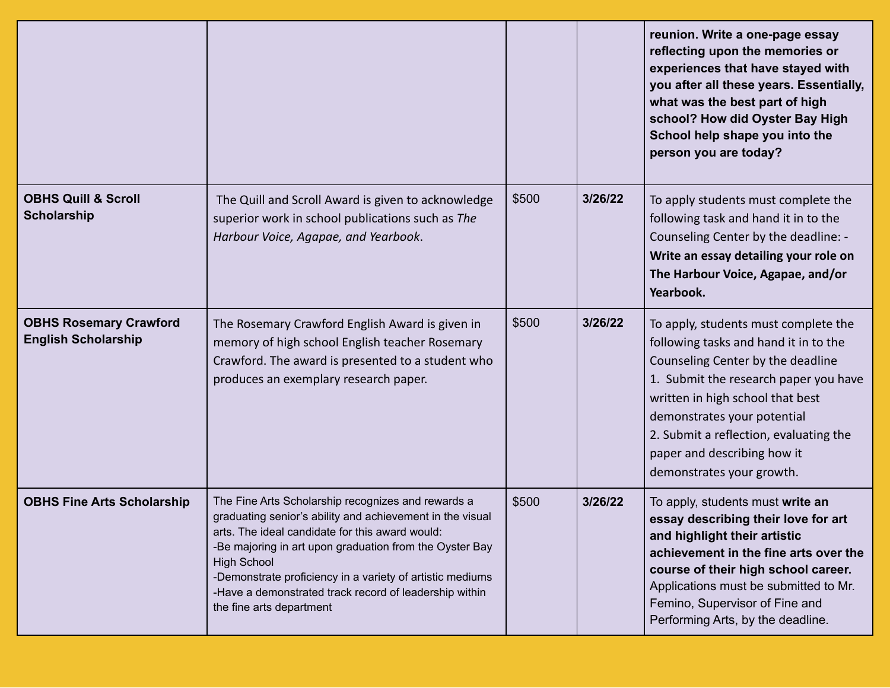| | | | | |
|---|---|---|---|---|
| | | | | **reunion. Write a one-page essay reflecting upon the memories or experiences that have stayed with you after all these years. Essentially, what was the best part of high school? How did Oyster Bay High School help shape you into the person you are today?** |
| **OBHS Quill & Scroll Scholarship** | The Quill and Scroll Award is given to acknowledge superior work in school publications such as *The Harbour Voice, Agapae, and Yearbook*. | $500 | **3/26/22** | To apply students must complete the following task and hand it in to the Counseling Center by the deadline: - **Write an essay detailing your role on The Harbour Voice, Agapae, and/or Yearbook.** |
| **OBHS Rosemary Crawford English Scholarship** | The Rosemary Crawford English Award is given in memory of high school English teacher Rosemary Crawford. The award is presented to a student who produces an exemplary research paper. | $500 | **3/26/22** | To apply, students must complete the following tasks and hand it in to the Counseling Center by the deadline<br>1. Submit the research paper you have written in high school that best demonstrates your potential<br>2. Submit a reflection, evaluating the paper and describing how it demonstrates your growth. |
| **OBHS Fine Arts Scholarship** | The Fine Arts Scholarship recognizes and rewards a graduating senior's ability and achievement in the visual arts. The ideal candidate for this award would:<br>-Be majoring in art upon graduation from the Oyster Bay High School<br>-Demonstrate proficiency in a variety of artistic mediums<br>-Have a demonstrated track record of leadership within the fine arts department | $500 | **3/26/22** | To apply, students must **write an essay describing their love for art and highlight their artistic achievement in the fine arts over the course of their high school career.** Applications must be submitted to Mr. Femino, Supervisor of Fine and Performing Arts, by the deadline. |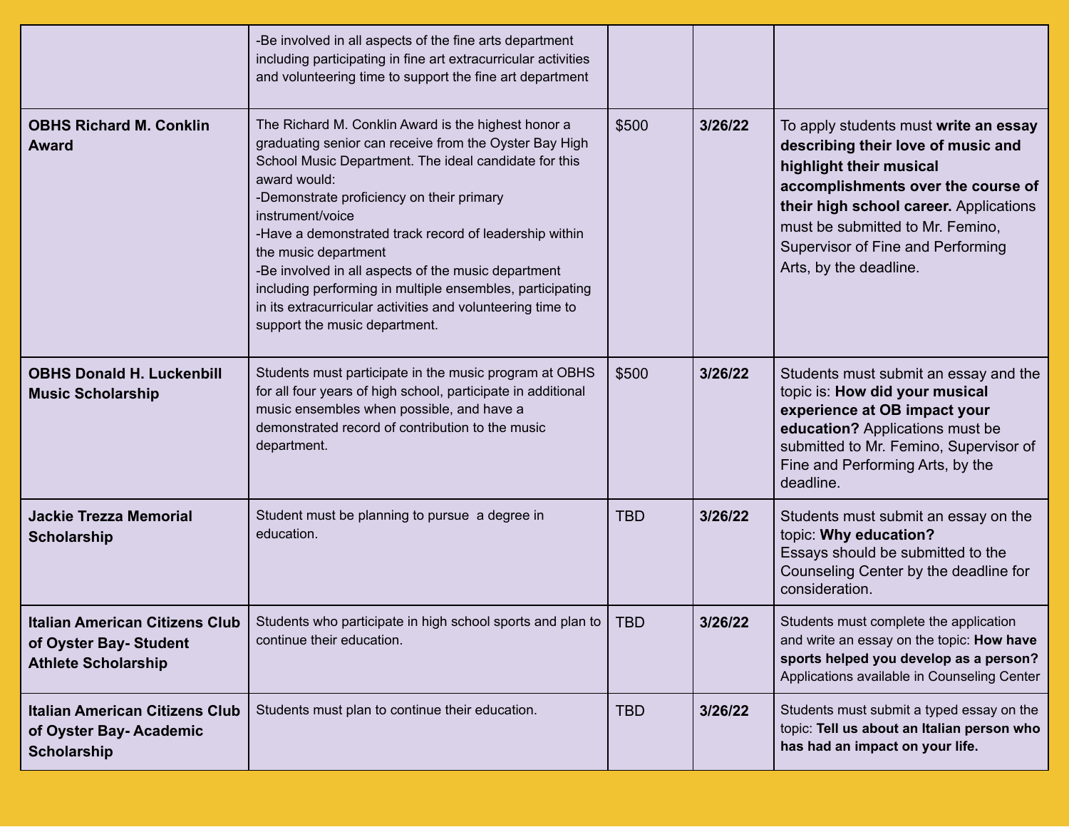| | | | | |
|---|---|---|---|---|
| | -Be involved in all aspects of the fine arts department including participating in fine art extracurricular activities and volunteering time to support the fine art department | | | |
| **OBHS Richard M. Conklin Award** | The Richard M. Conklin Award is the highest honor a graduating senior can receive from the Oyster Bay High School Music Department. The ideal candidate for this award would:<br>-Demonstrate proficiency on their primary instrument/voice<br>-Have a demonstrated track record of leadership within the music department<br>-Be involved in all aspects of the music department including performing in multiple ensembles, participating in its extracurricular activities and volunteering time to support the music department. | $500 | **3/26/22** | To apply students must **write an essay describing their love of music and highlight their musical accomplishments over the course of their high school career.** Applications must be submitted to Mr. Femino, Supervisor of Fine and Performing Arts, by the deadline. |
| **OBHS Donald H. Luckenbill Music Scholarship** | Students must participate in the music program at OBHS for all four years of high school, participate in additional music ensembles when possible, and have a demonstrated record of contribution to the music department. | $500 | **3/26/22** | Students must submit an essay and the topic is: **How did your musical experience at OB impact your education?** Applications must be submitted to Mr. Femino, Supervisor of Fine and Performing Arts, by the deadline. |
| **Jackie Trezza Memorial Scholarship** | Student must be planning to pursue a degree in education. | TBD | **3/26/22** | Students must submit an essay on the topic: **Why education?**<br>Essays should be submitted to the Counseling Center by the deadline for consideration. |
| **Italian American Citizens Club of Oyster Bay- Student Athlete Scholarship** | Students who participate in high school sports and plan to continue their education. | TBD | **3/26/22** | Students must complete the application and write an essay on the topic: **How have sports helped you develop as a person?** Applications available in Counseling Center |
| **Italian American Citizens Club of Oyster Bay- Academic Scholarship** | Students must plan to continue their education. | TBD | **3/26/22** | Students must submit a typed essay on the topic: **Tell us about an Italian person who has had an impact on your life.** |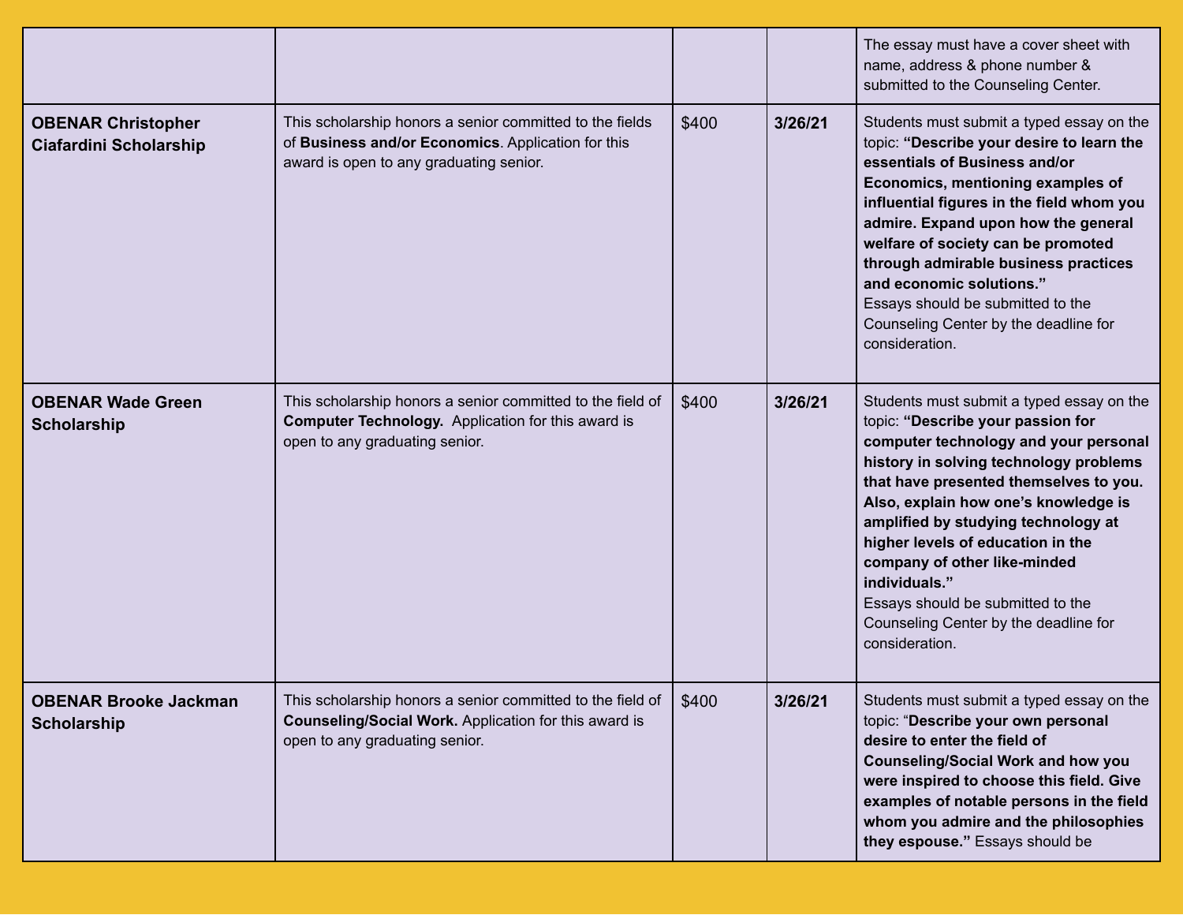| | | | | |
|---|---|---|---|---|
| | | | | The essay must have a cover sheet with name, address & phone number & submitted to the Counseling Center. |
| **OBENAR Christopher Ciafardini Scholarship** | This scholarship honors a senior committed to the fields of **Business and/or Economics**. Application for this award is open to any graduating senior. | $400 | **3/26/21** | Students must submit a typed essay on the topic: **"Describe your desire to learn the essentials of Business and/or Economics, mentioning examples of influential figures in the field whom you admire. Expand upon how the general welfare of society can be promoted through admirable business practices and economic solutions."** Essays should be submitted to the Counseling Center by the deadline for consideration. |
| **OBENAR Wade Green Scholarship** | This scholarship honors a senior committed to the field of **Computer Technology.** Application for this award is open to any graduating senior. | $400 | **3/26/21** | Students must submit a typed essay on the topic: **"Describe your passion for computer technology and your personal history in solving technology problems that have presented themselves to you. Also, explain how one's knowledge is amplified by studying technology at higher levels of education in the company of other like-minded individuals."** Essays should be submitted to the Counseling Center by the deadline for consideration. |
| **OBENAR Brooke Jackman Scholarship** | This scholarship honors a senior committed to the field of **Counseling/Social Work.** Application for this award is open to any graduating senior. | $400 | **3/26/21** | Students must submit a typed essay on the topic: "**Describe your own personal desire to enter the field of Counseling/Social Work and how you were inspired to choose this field. Give examples of notable persons in the field whom you admire and the philosophies they espouse.**" Essays should be |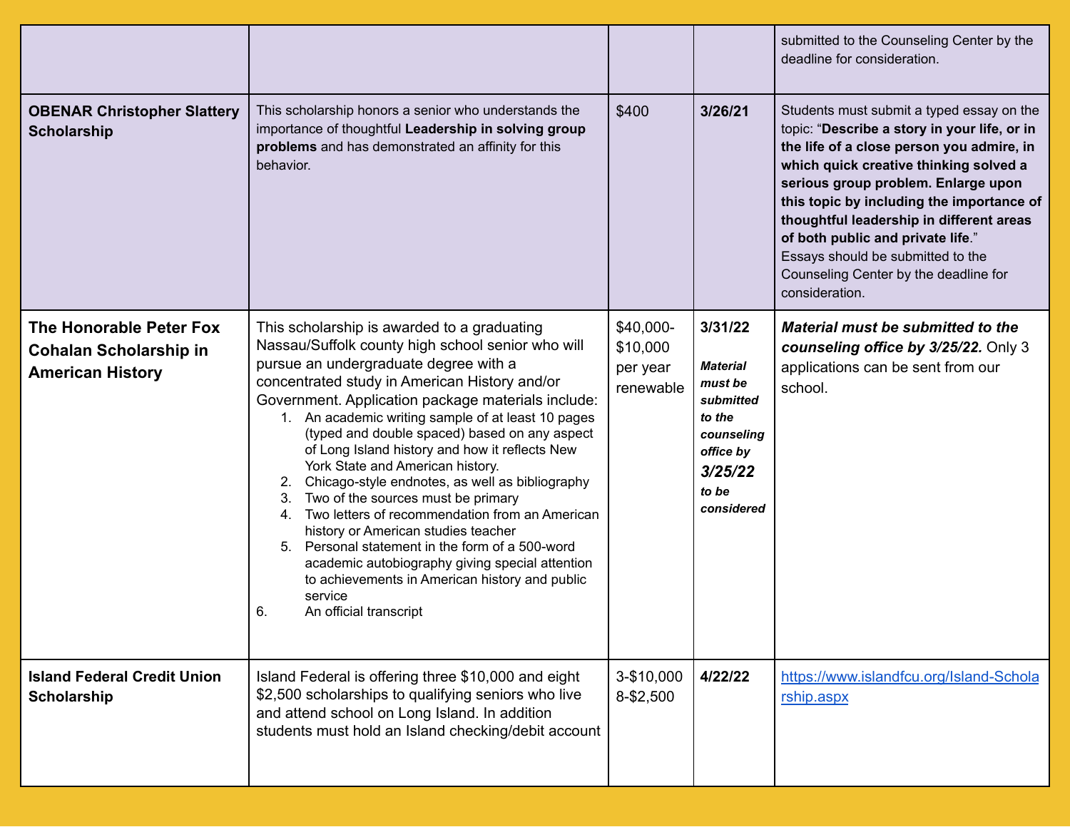| | | | | |
|---|---|---|---|---|
| | | | | submitted to the Counseling Center by the deadline for consideration. |
| **OBENAR Christopher Slattery Scholarship** | This scholarship honors a senior who understands the importance of thoughtful **Leadership in solving group problems** and has demonstrated an affinity for this behavior. | $400 | **3/26/21** | Students must submit a typed essay on the topic: "**Describe a story in your life, or in the life of a close person you admire, in which quick creative thinking solved a serious group problem. Enlarge upon this topic by including the importance of thoughtful leadership in different areas of both public and private life**." Essays should be submitted to the Counseling Center by the deadline for consideration. |
| **The Honorable Peter Fox Cohalan Scholarship in American History** | This scholarship is awarded to a graduating Nassau/Suffolk county high school senior who will pursue an undergraduate degree with a concentrated study in American History and/or Government. Application package materials include: 1. An academic writing sample of at least 10 pages (typed and double spaced) based on any aspect of Long Island history and how it reflects New York State and American history. 2. Chicago-style endnotes, as well as bibliography 3. Two of the sources must be primary 4. Two letters of recommendation from an American history or American studies teacher 5. Personal statement in the form of a 500-word academic autobiography giving special attention to achievements in American history and public service 6. An official transcript | $40,000-$10,000 per year renewable | **3/31/22** ***Material must be submitted to the counseling office by 3/25/22 to be considered*** | ***Material must be submitted to the counseling office by 3/25/22.*** Only 3 applications can be sent from our school. |
| **Island Federal Credit Union Scholarship** | Island Federal is offering three $10,000 and eight $2,500 scholarships to qualifying seniors who live and attend school on Long Island. In addition students must hold an Island checking/debit account | 3-$10,000 8-$2,500 | **4/22/22** | https://www.islandfcu.org/Island-Scholarship.aspx |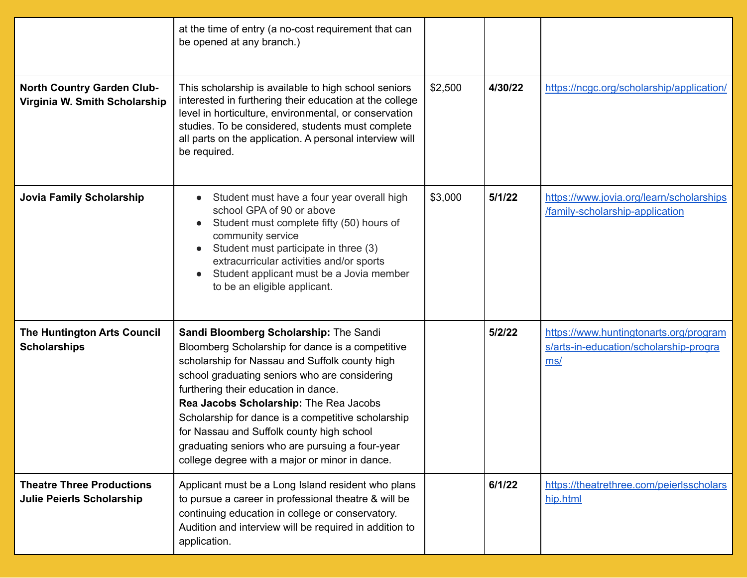| | | | | |
|---|---|---|---|---|
| | at the time of entry (a no-cost requirement that can be opened at any branch.) | | | |
| **North Country Garden Club-Virginia W. Smith Scholarship** | This scholarship is available to high school seniors interested in furthering their education at the college level in horticulture, environmental, or conservation studies. To be considered, students must complete all parts on the application. A personal interview will be required. | $2,500 | **4/30/22** | https://ncgc.org/scholarship/application/ |
| **Jovia Family Scholarship** | <ul><li>Student must have a four year overall high school GPA of 90 or above</li><li>Student must complete fifty (50) hours of community service</li><li>Student must participate in three (3) extracurricular activities and/or sports</li><li>Student applicant must be a Jovia member to be an eligible applicant.</li></ul> | $3,000 | **5/1/22** | https://www.jovia.org/learn/scholarships/family-scholarship-application |
| **The Huntington Arts Council Scholarships** | **Sandi Bloomberg Scholarship:** The Sandi Bloomberg Scholarship for dance is a competitive scholarship for Nassau and Suffolk county high school graduating seniors who are considering furthering their education in dance. **Rea Jacobs Scholarship:** The Rea Jacobs Scholarship for dance is a competitive scholarship for Nassau and Suffolk county high school graduating seniors who are pursuing a four-year college degree with a major or minor in dance. | | **5/2/22** | https://www.huntingtonarts.org/programs/arts-in-education/scholarship-programs/ |
| **Theatre Three Productions Julie Peierls Scholarship** | Applicant must be a Long Island resident who plans to pursue a career in professional theatre & will be continuing education in college or conservatory. Audition and interview will be required in addition to application. | | **6/1/22** | https://theatrethree.com/peierlsscholarship.html |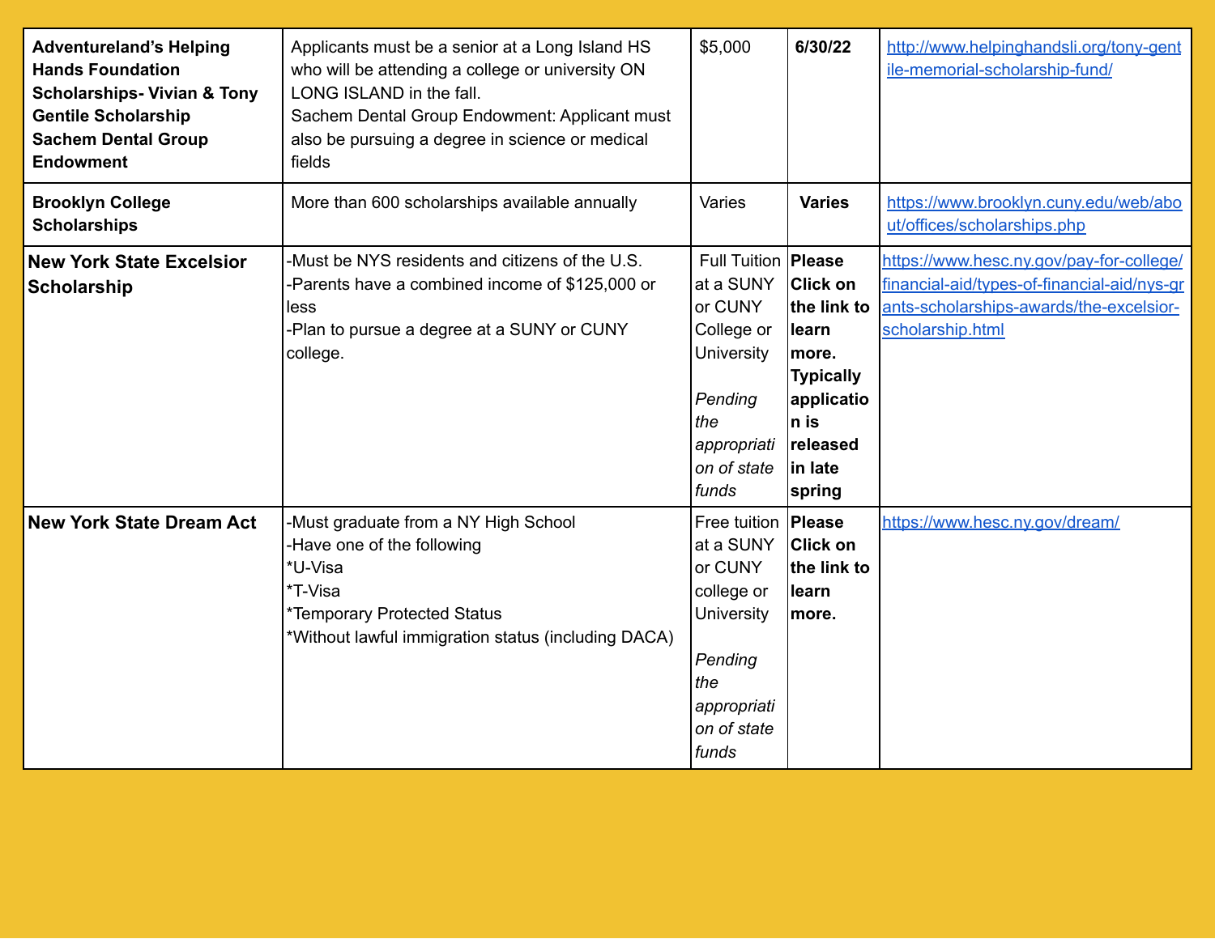| **Adventureland's Helping Hands Foundation Scholarships- Vivian & Tony Gentile Scholarship Sachem Dental Group Endowment** | Applicants must be a senior at a Long Island HS who will be attending a college or university ON LONG ISLAND in the fall.<br>Sachem Dental Group Endowment: Applicant must also be pursuing a degree in science or medical fields | $5,000 | **6/30/22** | http://www.helpinghandsli.org/tony-gentile-memorial-scholarship-fund/ |
|---|---|---|---|---|
| **Brooklyn College Scholarships** | More than 600 scholarships available annually | Varies | **Varies** | https://www.brooklyn.cuny.edu/web/about/offices/scholarships.php |
| **New York State Excelsior Scholarship** | -Must be NYS residents and citizens of the U.S.<br>-Parents have a combined income of $125,000 or less<br>-Plan to pursue a degree at a SUNY or CUNY college. | Full Tuition at a SUNY or CUNY College or University<br><br>*Pending the appropriation of state funds* | **Please Click on the link to learn more. Typically application is released in late spring** | https://www.hesc.ny.gov/pay-for-college/financial-aid/types-of-financial-aid/nys-grants-scholarships-awards/the-excelsior-scholarship.html |
| **New York State Dream Act** | -Must graduate from a NY High School<br>-Have one of the following<br>*U-Visa<br>*T-Visa<br>*Temporary Protected Status<br>*Without lawful immigration status (including DACA) | Free tuition at a SUNY or CUNY college or University<br><br>*Pending the appropriation of state funds* | **Please Click on the link to learn more.** | https://www.hesc.ny.gov/dream/ |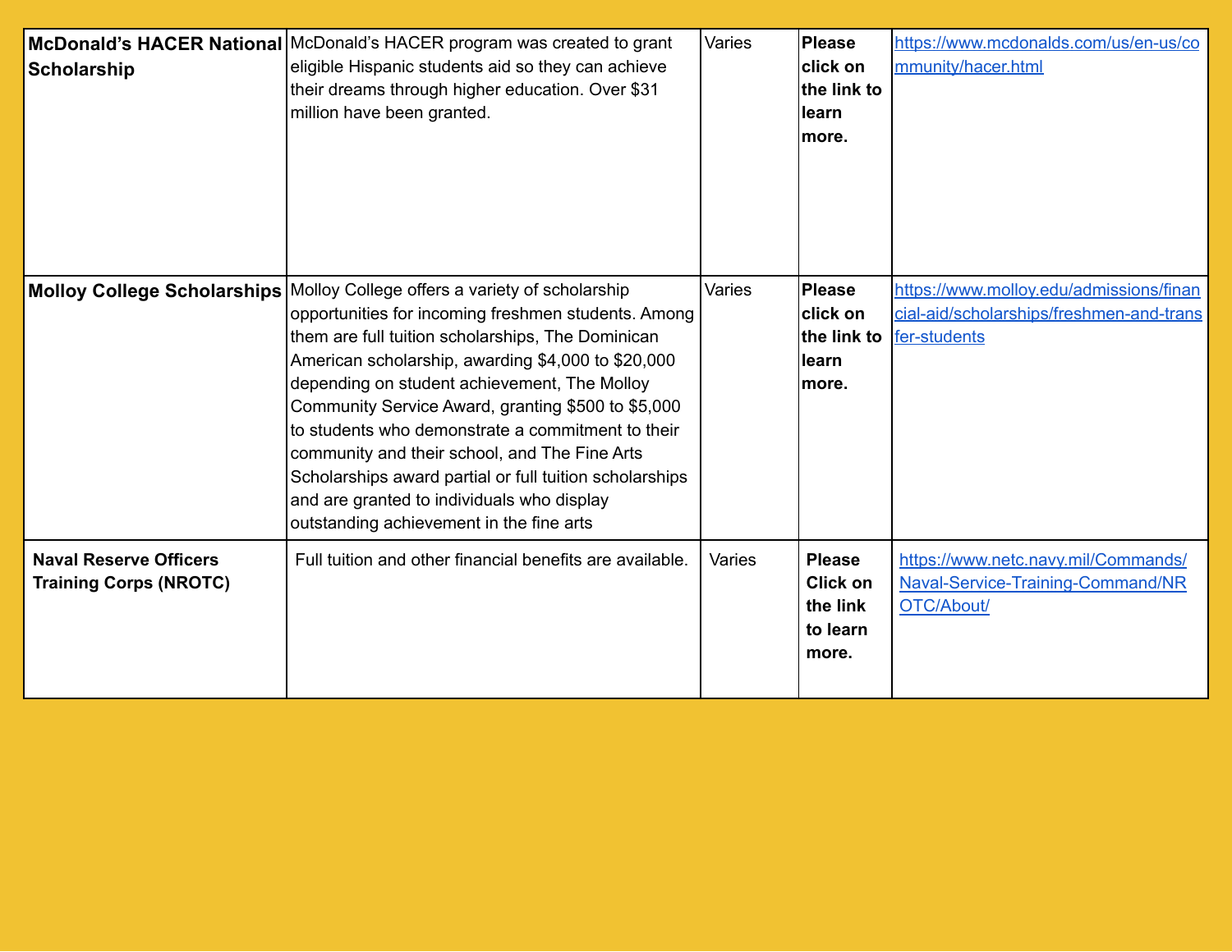| | | | | |
|---|---|---|---|---|
| **McDonald's HACER National Scholarship** | McDonald's HACER program was created to grant eligible Hispanic students aid so they can achieve their dreams through higher education. Over $31 million have been granted. | Varies | **Please click on the link to learn more.** | https://www.mcdonalds.com/us/en-us/community/hacer.html |
| **Molloy College Scholarships** | Molloy College offers a variety of scholarship opportunities for incoming freshmen students. Among them are full tuition scholarships, The Dominican American scholarship, awarding $4,000 to $20,000 depending on student achievement, The Molloy Community Service Award, granting $500 to $5,000 to students who demonstrate a commitment to their community and their school, and The Fine Arts Scholarships award partial or full tuition scholarships and are granted to individuals who display outstanding achievement in the fine arts | Varies | **Please click on the link to learn more.** | https://www.molloy.edu/admissions/financial-aid/scholarships/freshmen-and-transfer-students |
| **Naval Reserve Officers Training Corps (NROTC)** | Full tuition and other financial benefits are available. | Varies | **Please Click on the link to learn more.** | https://www.netc.navy.mil/Commands/Naval-Service-Training-Command/NROTC/About/ |